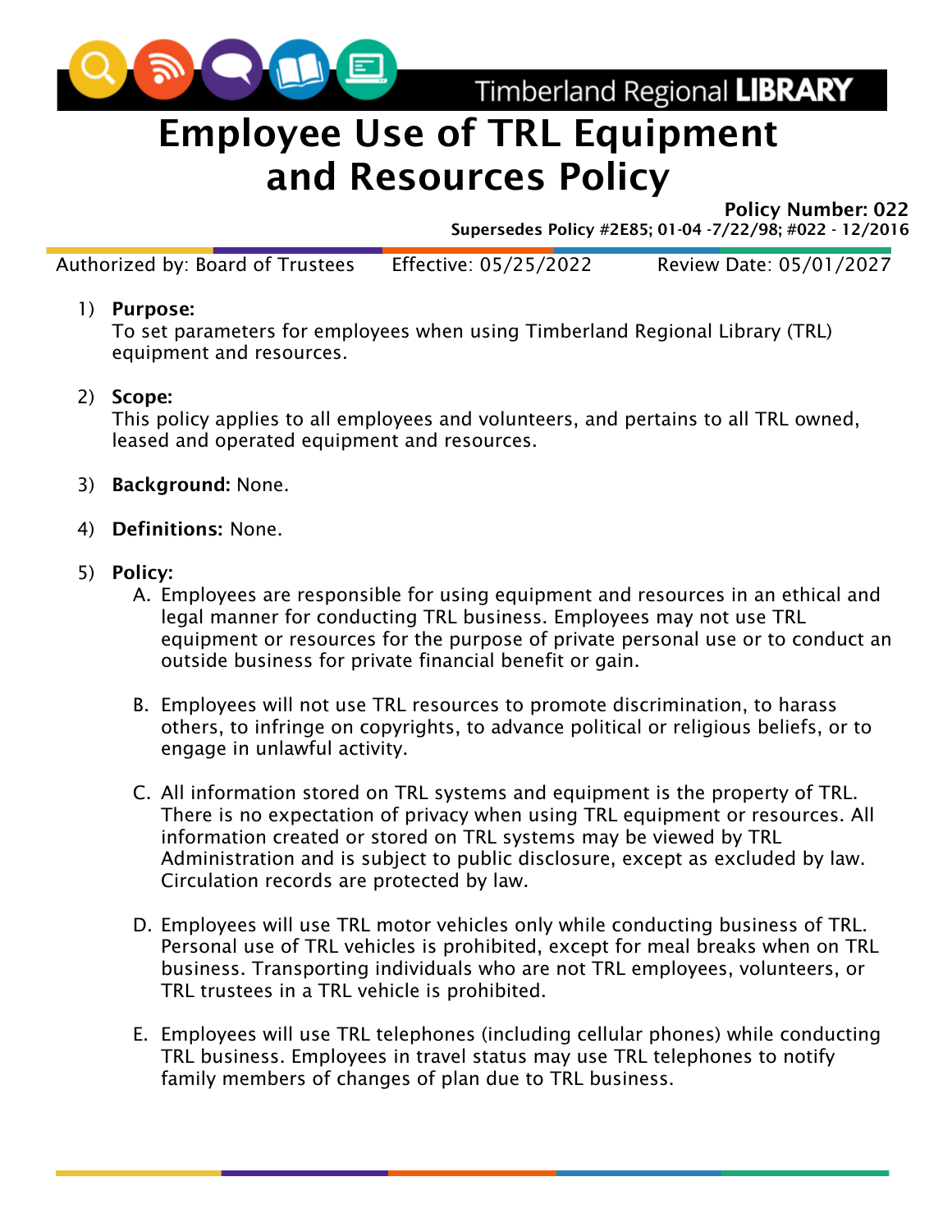Timberland Regional LIBRARY

# Employee Use of TRL Equipment and Resources Policy

**Policy Number: 022**

**Supersedes Policy #2E85; 01-04 -7/22/98; #022 - 12/2016**

Authorized by: Board of Trustees | Effective: 05/25/2022 | Review Date: 05/01/2027

1) **Purpose:**
   To set parameters for employees when using Timberland Regional Library (TRL) equipment and resources.

2) **Scope:**
   This policy applies to all employees and volunteers, and pertains to all TRL owned, leased and operated equipment and resources.

3) **Background:** None.

4) **Definitions:** None.

5) **Policy:**
   A. Employees are responsible for using equipment and resources in an ethical and legal manner for conducting TRL business. Employees may not use TRL equipment or resources for the purpose of private personal use or to conduct an outside business for private financial benefit or gain.

   B. Employees will not use TRL resources to promote discrimination, to harass others, to infringe on copyrights, to advance political or religious beliefs, or to engage in unlawful activity.

   C. All information stored on TRL systems and equipment is the property of TRL. There is no expectation of privacy when using TRL equipment or resources. All information created or stored on TRL systems may be viewed by TRL Administration and is subject to public disclosure, except as excluded by law. Circulation records are protected by law.

   D. Employees will use TRL motor vehicles only while conducting business of TRL. Personal use of TRL vehicles is prohibited, except for meal breaks when on TRL business. Transporting individuals who are not TRL employees, volunteers, or TRL trustees in a TRL vehicle is prohibited.

   E. Employees will use TRL telephones (including cellular phones) while conducting TRL business. Employees in travel status may use TRL telephones to notify family members of changes of plan due to TRL business.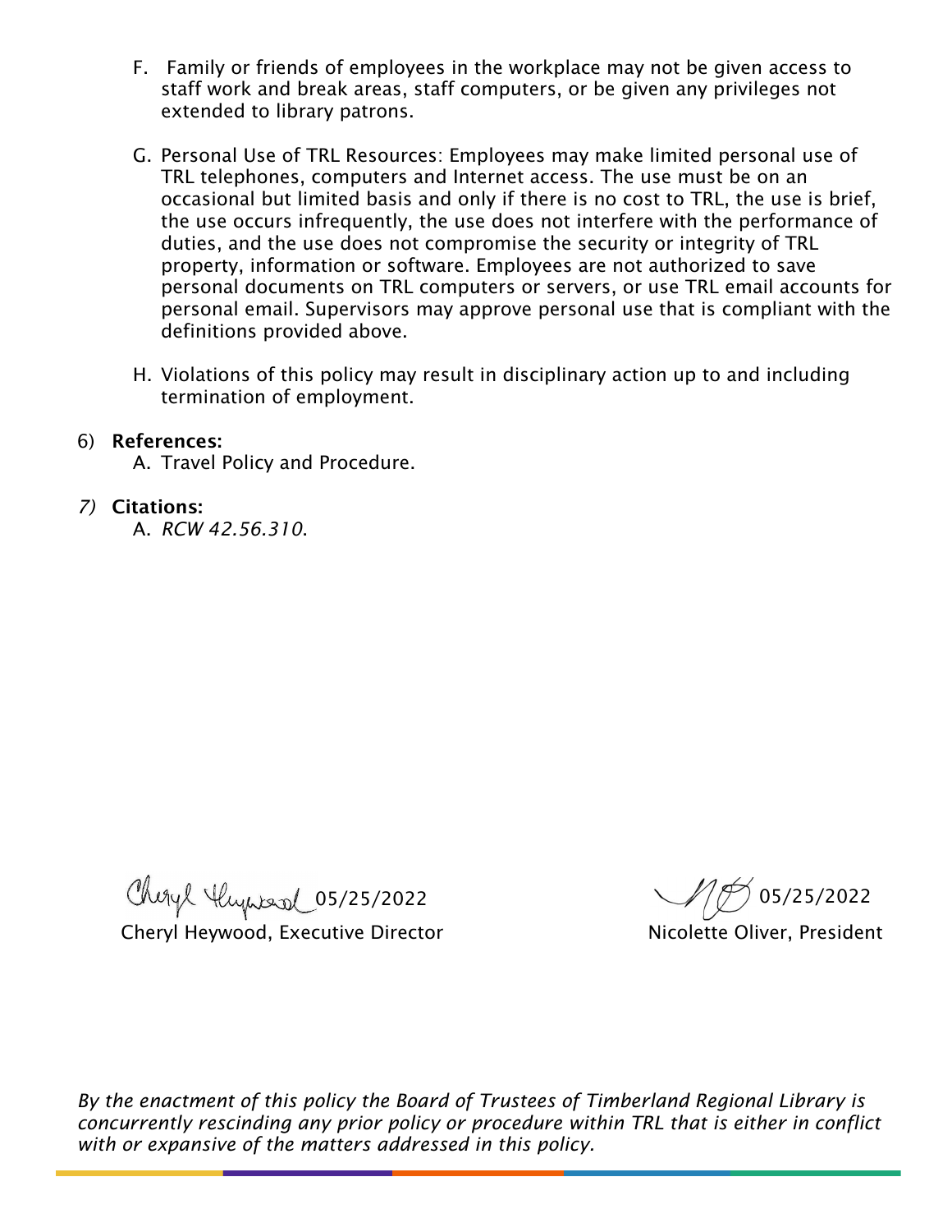F. Family or friends of employees in the workplace may not be given access to staff work and break areas, staff computers, or be given any privileges not extended to library patrons.

G. Personal Use of TRL Resources: Employees may make limited personal use of TRL telephones, computers and Internet access. The use must be on an occasional but limited basis and only if there is no cost to TRL, the use is brief, the use occurs infrequently, the use does not interfere with the performance of duties, and the use does not compromise the security or integrity of TRL property, information or software. Employees are not authorized to save personal documents on TRL computers or servers, or use TRL email accounts for personal email. Supervisors may approve personal use that is compliant with the definitions provided above.

H. Violations of this policy may result in disciplinary action up to and including termination of employment.

6) **References:**

A. Travel Policy and Procedure.

*7)* **Citations:**

A. *RCW 42.56.310*.

Cheryl Heywood 05/25/2022
Cheryl Heywood, Executive Director

NO 05/25/2022
Nicolette Oliver, President

*By the enactment of this policy the Board of Trustees of Timberland Regional Library is concurrently rescinding any prior policy or procedure within TRL that is either in conflict with or expansive of the matters addressed in this policy.*